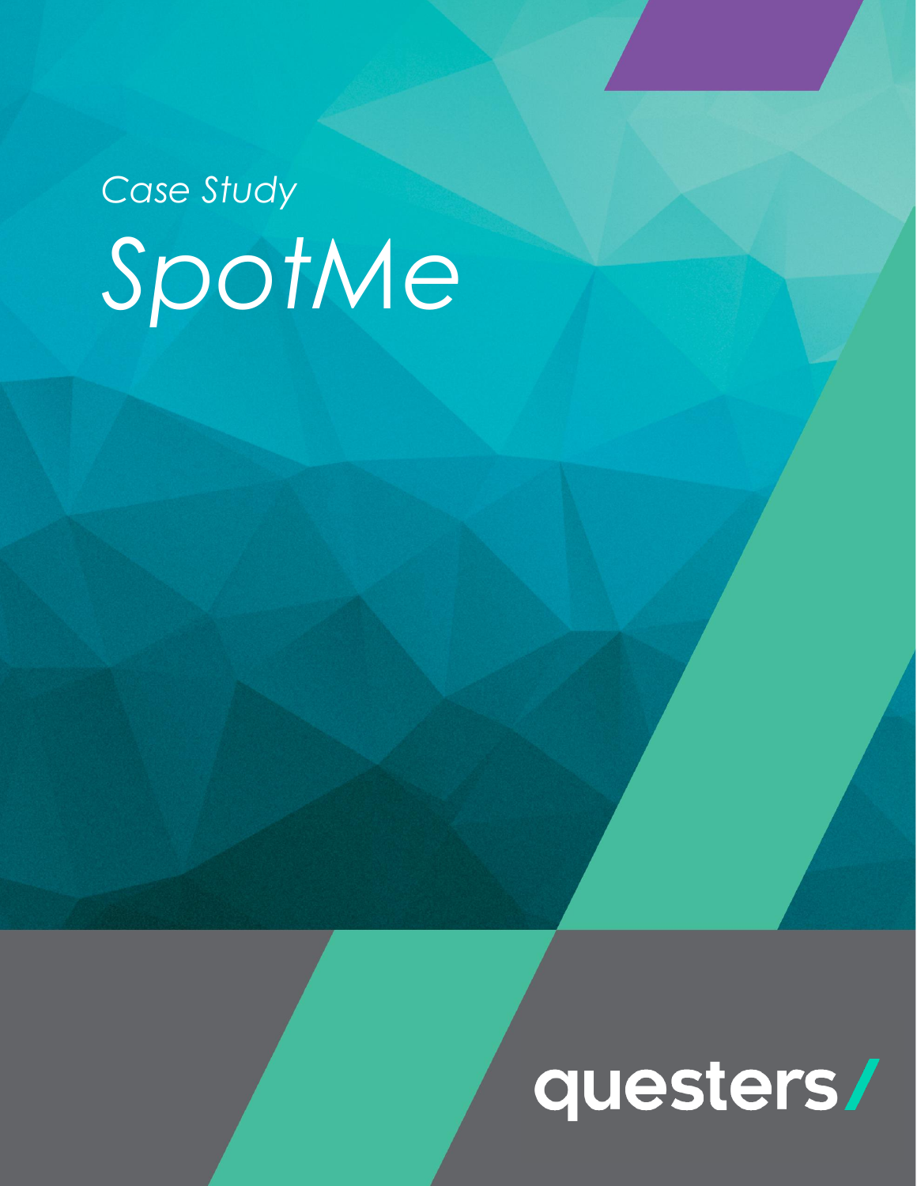*Case Study*

# *SpotMe*

questers/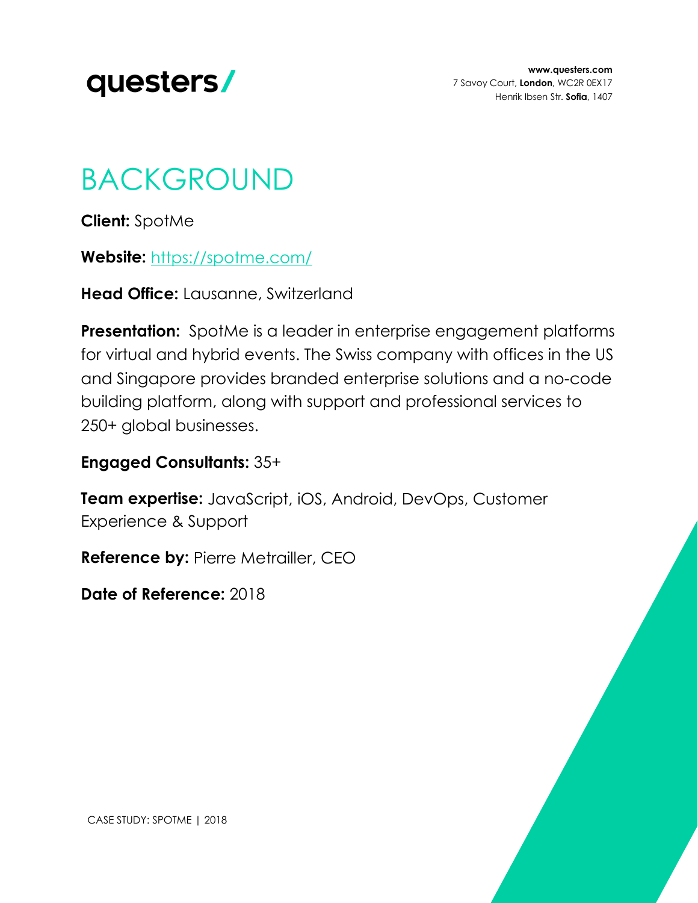# BACKGROUND

**Client:** SpotMe

**Website:** [https://spotme.com/](https://spotme.com/)

**Head Office:** Lausanne, Switzerland

**Presentation:** SpotMe is a leader in enterprise engagement platforms for virtual and hybrid events. The Swiss company with offices in the US and Singapore provides branded enterprise solutions and a no-code building platform, along with support and professional services to 250+ global businesses.

**Engaged Consultants:** 35+

**Team expertise:** JavaScript, iOS, Android, DevOps, Customer Experience & Support

**Reference by:** Pierre Metrailler, CEO

**Date of Reference:** 2018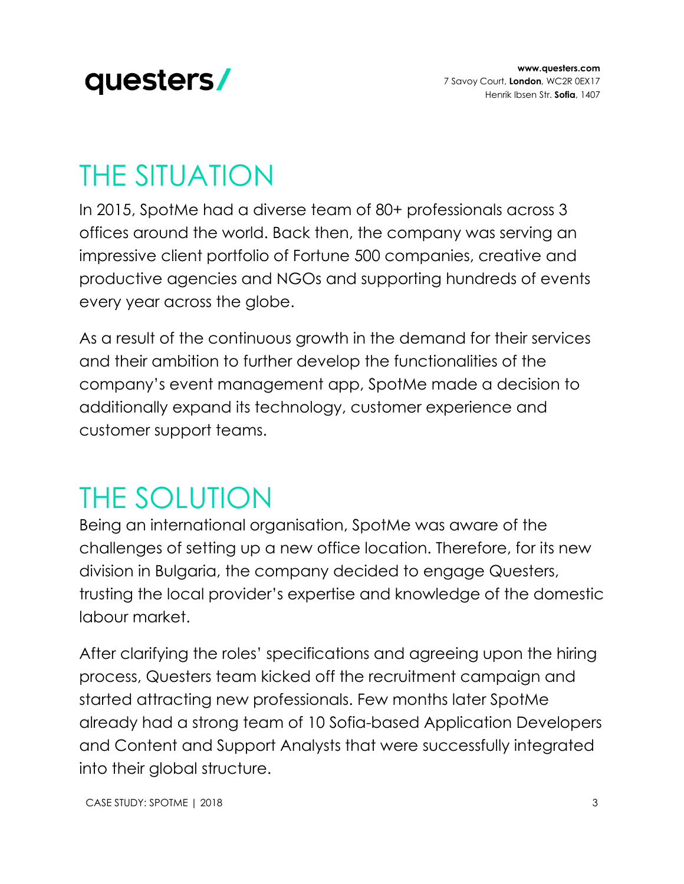# THE SITUATION

In 2015, SpotMe had a diverse team of 80+ professionals across 3 offices around the world. Back then, the company was serving an impressive client portfolio of Fortune 500 companies, creative and productive agencies and NGOs and supporting hundreds of events every year across the globe.

As a result of the continuous growth in the demand for their services and their ambition to further develop the functionalities of the company's event management app, SpotMe made a decision to additionally expand its technology, customer experience and customer support teams.

# THE SOLUTION

Being an international organisation, SpotMe was aware of the challenges of setting up a new office location. Therefore, for its new division in Bulgaria, the company decided to engage Questers, trusting the local provider's expertise and knowledge of the domestic labour market.

After clarifying the roles' specifications and agreeing upon the hiring process, Questers team kicked off the recruitment campaign and started attracting new professionals. Few months later SpotMe already had a strong team of 10 Sofia-based Application Developers and Content and Support Analysts that were successfully integrated into their global structure.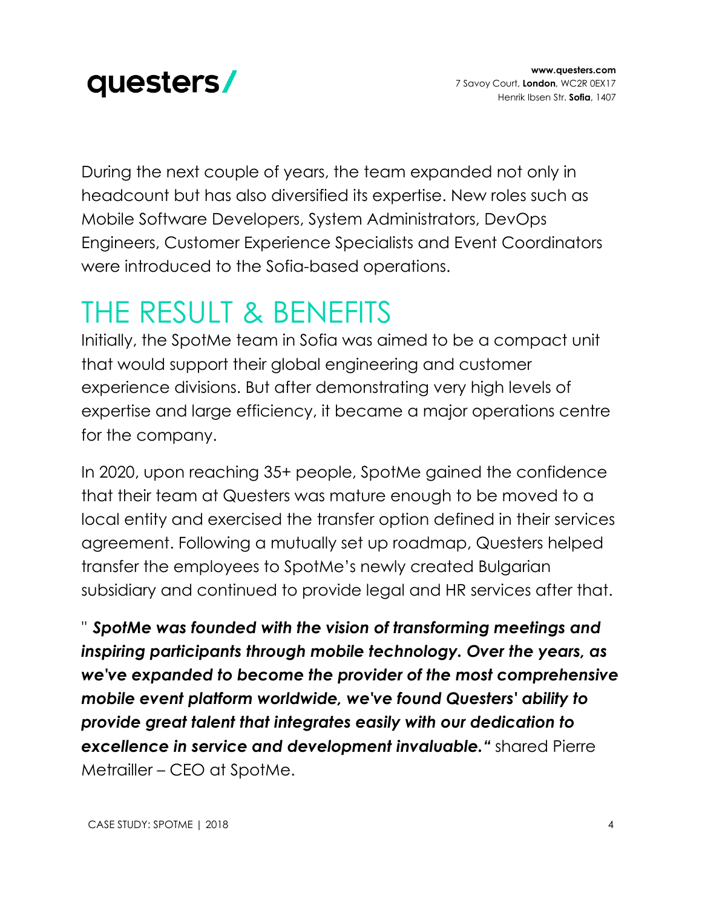During the next couple of years, the team expanded not only in headcount but has also diversified its expertise. New roles such as Mobile Software Developers, System Administrators, DevOps Engineers, Customer Experience Specialists and Event Coordinators were introduced to the Sofia-based operations.

# THE RESULT & BENEFITS

Initially, the SpotMe team in Sofia was aimed to be a compact unit that would support their global engineering and customer experience divisions. But after demonstrating very high levels of expertise and large efficiency, it became a major operations centre for the company.

In 2020, upon reaching 35+ people, SpotMe gained the confidence that their team at Questers was mature enough to be moved to a local entity and exercised the transfer option defined in their services agreement. Following a mutually set up roadmap, Questers helped transfer the employees to SpotMe's newly created Bulgarian subsidiary and continued to provide legal and HR services after that.

" ***SpotMe was founded with the vision of transforming meetings and inspiring participants through mobile technology. Over the years, as we've expanded to become the provider of the most comprehensive mobile event platform worldwide, we've found Questers' ability to provide great talent that integrates easily with our dedication to excellence in service and development invaluable."*** shared Pierre Metrailler – CEO at SpotMe.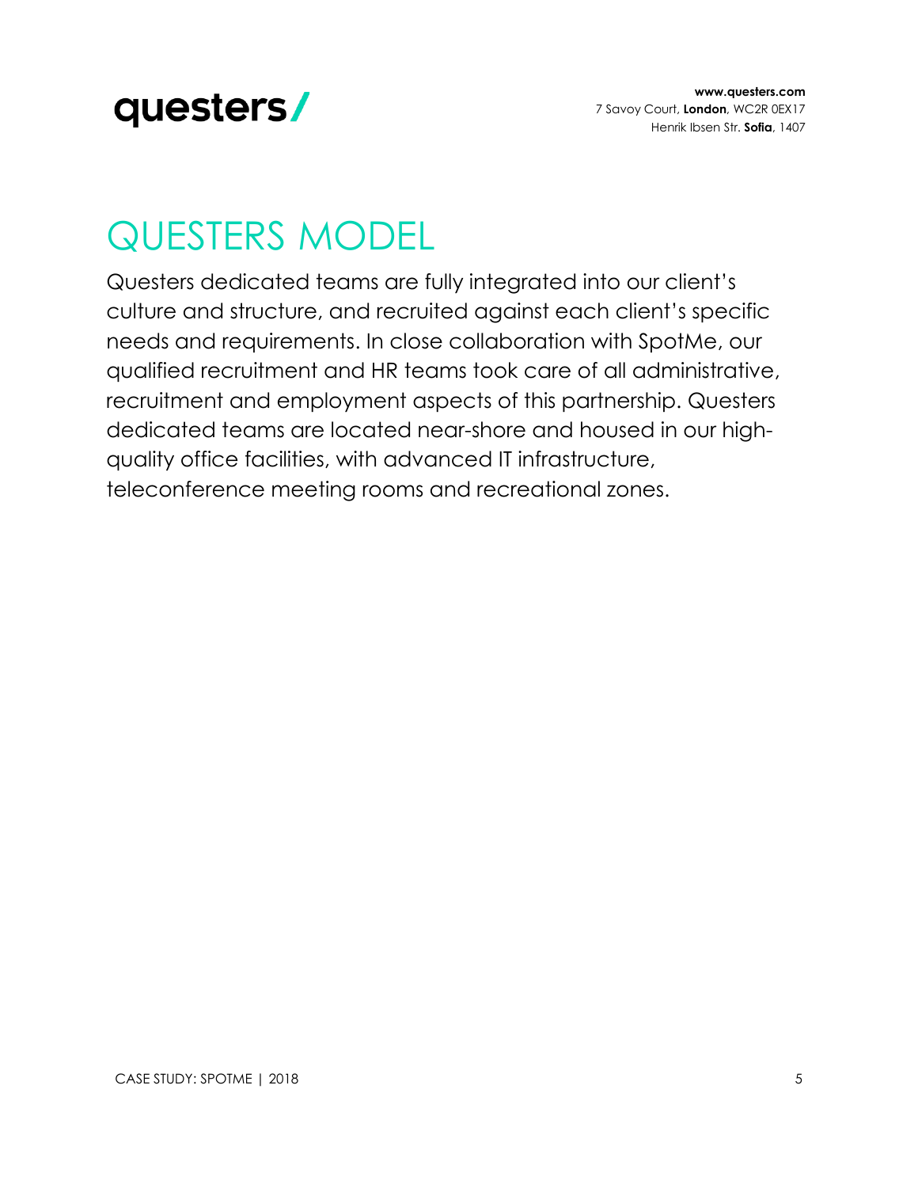# QUESTERS MODEL

Questers dedicated teams are fully integrated into our client's culture and structure, and recruited against each client's specific needs and requirements. In close collaboration with SpotMe, our qualified recruitment and HR teams took care of all administrative, recruitment and employment aspects of this partnership. Questers dedicated teams are located near-shore and housed in our high-quality office facilities, with advanced IT infrastructure, teleconference meeting rooms and recreational zones.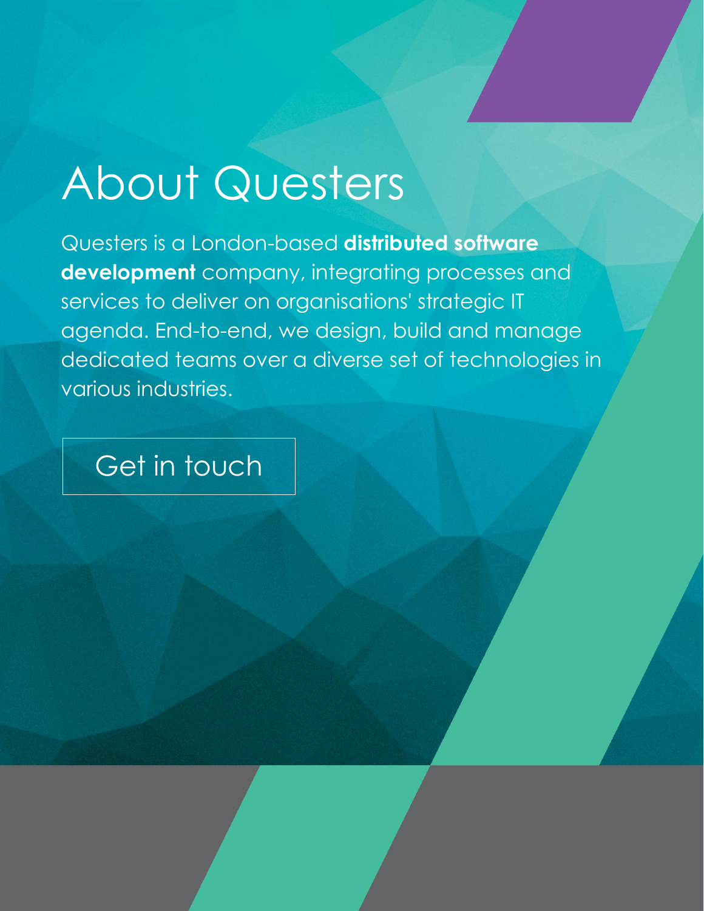# About Questers

Questers is a London-based **distributed software development** company, integrating processes and services to deliver on organisations' strategic IT agenda. End-to-end, we design, build and manage dedicated teams over a diverse set of technologies in various industries.

Get in touch